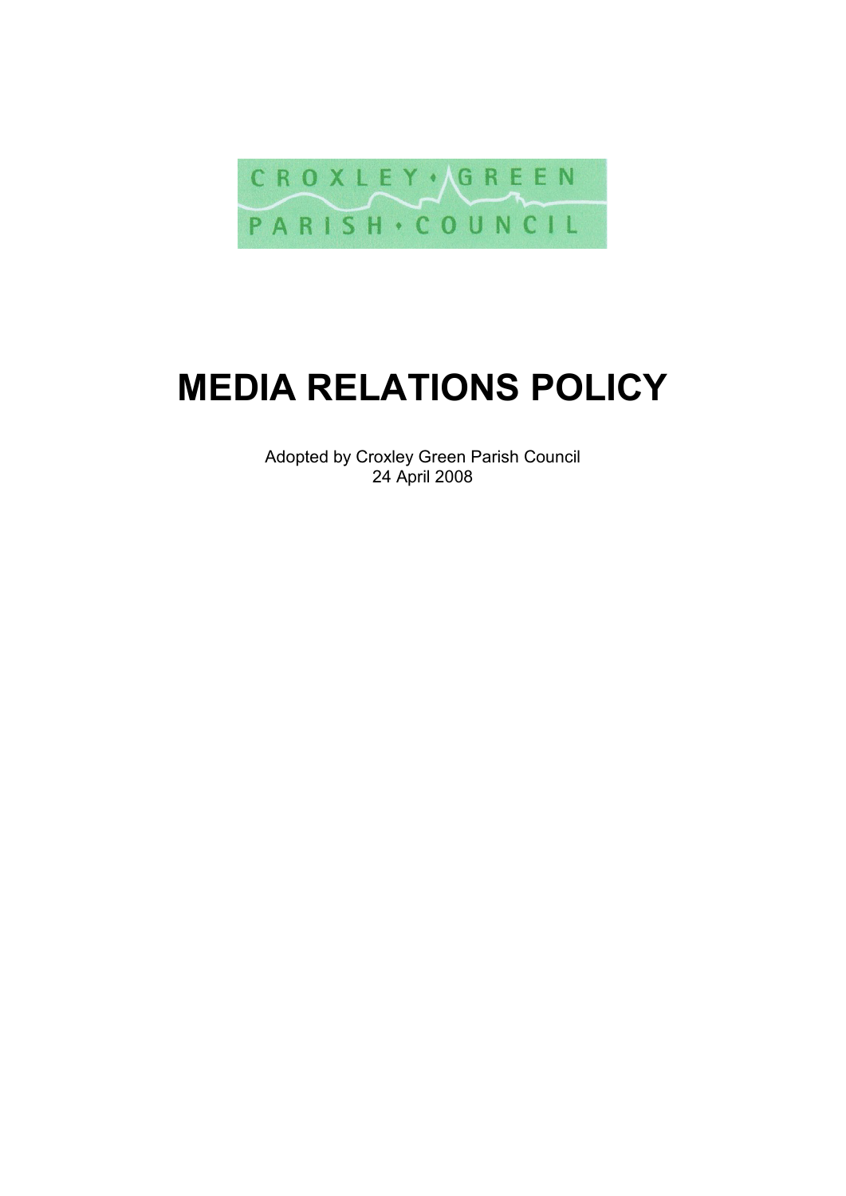CROXLEY • GREEN
PARISH • COUNCIL

# MEDIA RELATIONS POLICY

Adopted by Croxley Green Parish Council
24 April 2008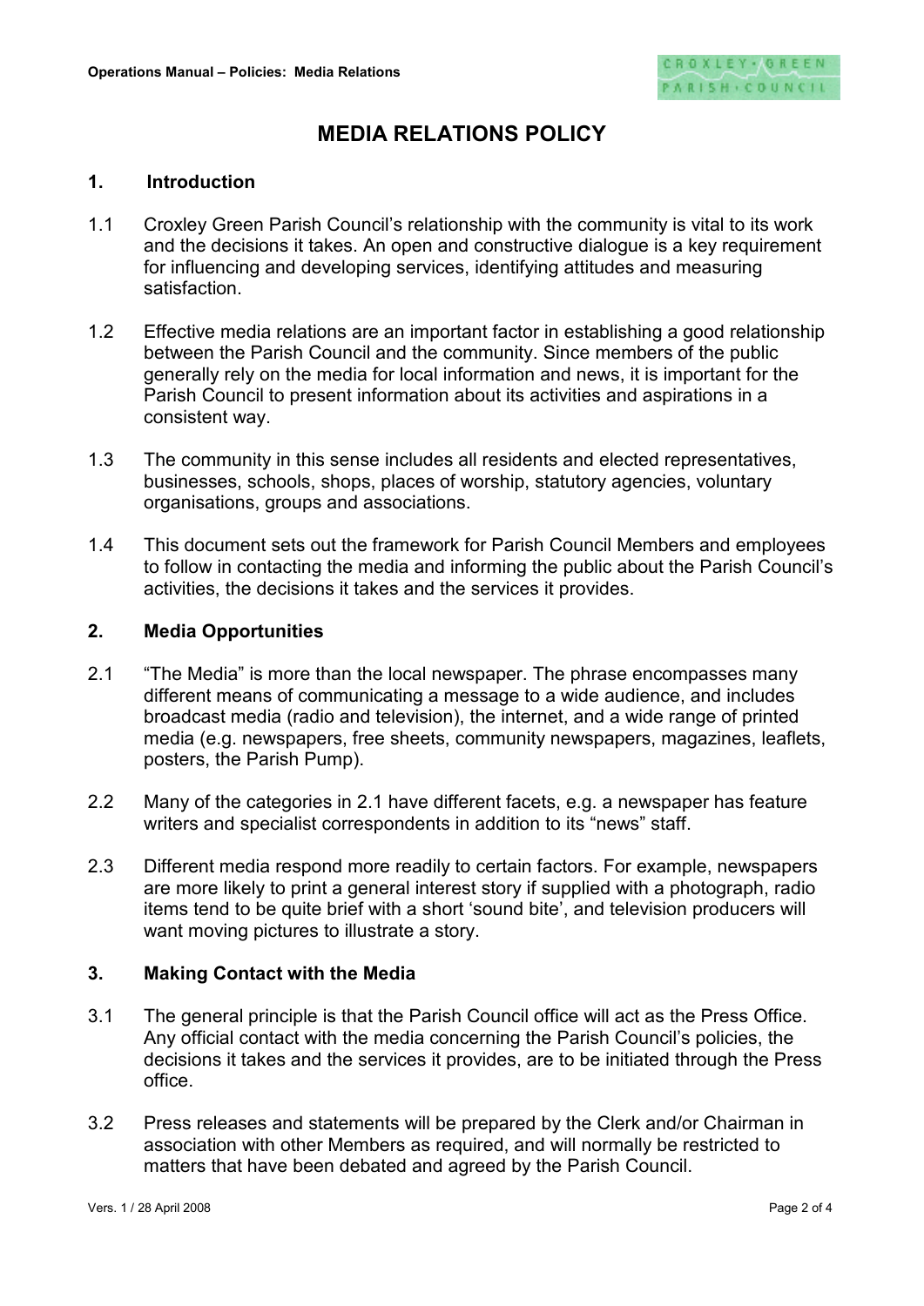# MEDIA RELATIONS POLICY

## 1. Introduction

1.1 Croxley Green Parish Council's relationship with the community is vital to its work and the decisions it takes. An open and constructive dialogue is a key requirement for influencing and developing services, identifying attitudes and measuring satisfaction.

1.2 Effective media relations are an important factor in establishing a good relationship between the Parish Council and the community. Since members of the public generally rely on the media for local information and news, it is important for the Parish Council to present information about its activities and aspirations in a consistent way.

1.3 The community in this sense includes all residents and elected representatives, businesses, schools, shops, places of worship, statutory agencies, voluntary organisations, groups and associations.

1.4 This document sets out the framework for Parish Council Members and employees to follow in contacting the media and informing the public about the Parish Council's activities, the decisions it takes and the services it provides.

## 2. Media Opportunities

2.1 "The Media" is more than the local newspaper. The phrase encompasses many different means of communicating a message to a wide audience, and includes broadcast media (radio and television), the internet, and a wide range of printed media (e.g. newspapers, free sheets, community newspapers, magazines, leaflets, posters, the Parish Pump).

2.2 Many of the categories in 2.1 have different facets, e.g. a newspaper has feature writers and specialist correspondents in addition to its "news" staff.

2.3 Different media respond more readily to certain factors. For example, newspapers are more likely to print a general interest story if supplied with a photograph, radio items tend to be quite brief with a short 'sound bite', and television producers will want moving pictures to illustrate a story.

## 3. Making Contact with the Media

3.1 The general principle is that the Parish Council office will act as the Press Office. Any official contact with the media concerning the Parish Council's policies, the decisions it takes and the services it provides, are to be initiated through the Press office.

3.2 Press releases and statements will be prepared by the Clerk and/or Chairman in association with other Members as required, and will normally be restricted to matters that have been debated and agreed by the Parish Council.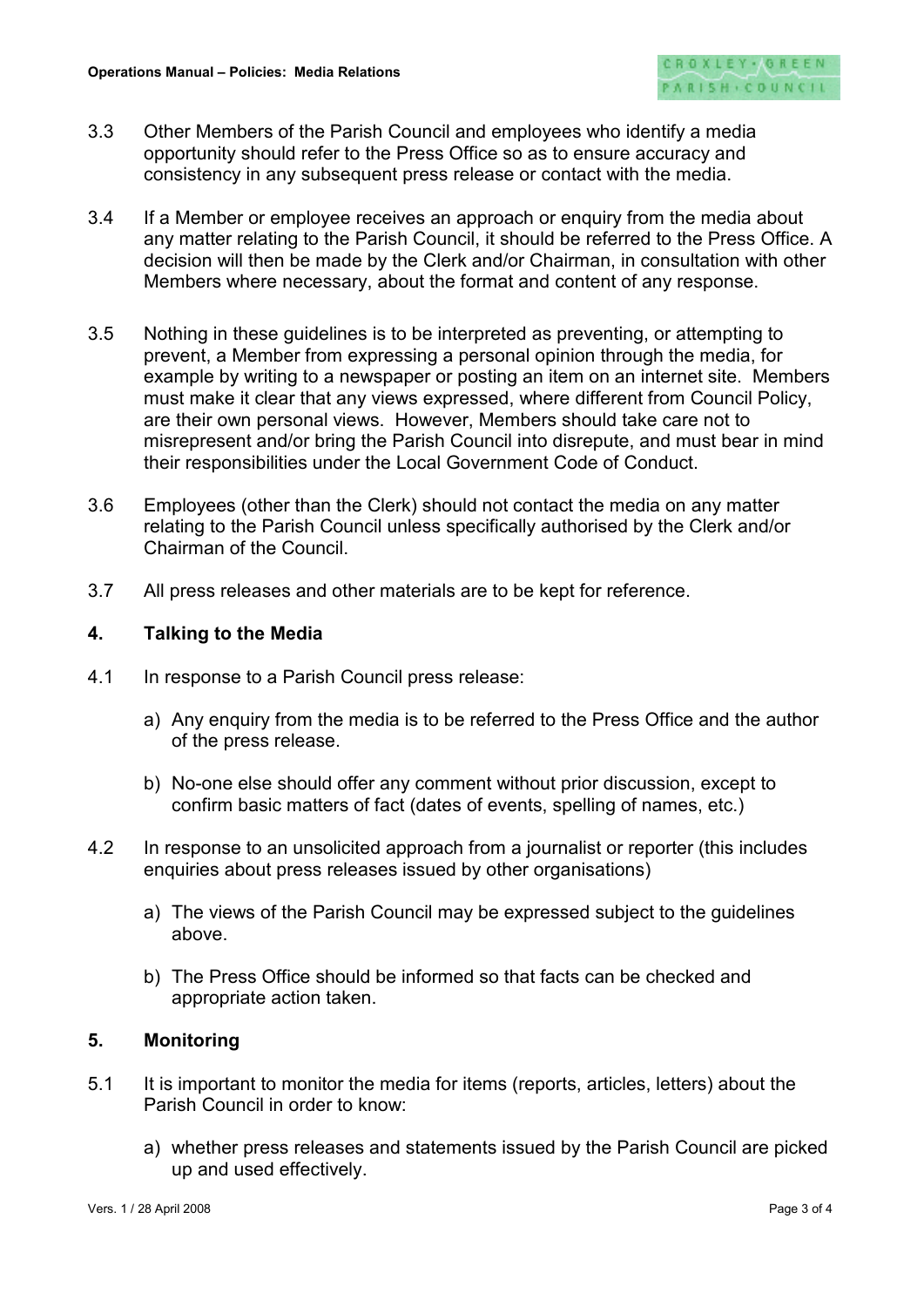3.3 Other Members of the Parish Council and employees who identify a media opportunity should refer to the Press Office so as to ensure accuracy and consistency in any subsequent press release or contact with the media.

3.4 If a Member or employee receives an approach or enquiry from the media about any matter relating to the Parish Council, it should be referred to the Press Office. A decision will then be made by the Clerk and/or Chairman, in consultation with other Members where necessary, about the format and content of any response.

3.5 Nothing in these guidelines is to be interpreted as preventing, or attempting to prevent, a Member from expressing a personal opinion through the media, for example by writing to a newspaper or posting an item on an internet site. Members must make it clear that any views expressed, where different from Council Policy, are their own personal views. However, Members should take care not to misrepresent and/or bring the Parish Council into disrepute, and must bear in mind their responsibilities under the Local Government Code of Conduct.

3.6 Employees (other than the Clerk) should not contact the media on any matter relating to the Parish Council unless specifically authorised by the Clerk and/or Chairman of the Council.

3.7 All press releases and other materials are to be kept for reference.

## 4. Talking to the Media

4.1 In response to a Parish Council press release:

a) Any enquiry from the media is to be referred to the Press Office and the author of the press release.

b) No-one else should offer any comment without prior discussion, except to confirm basic matters of fact (dates of events, spelling of names, etc.)

4.2 In response to an unsolicited approach from a journalist or reporter (this includes enquiries about press releases issued by other organisations)

a) The views of the Parish Council may be expressed subject to the guidelines above.

b) The Press Office should be informed so that facts can be checked and appropriate action taken.

## 5. Monitoring

5.1 It is important to monitor the media for items (reports, articles, letters) about the Parish Council in order to know:

a) whether press releases and statements issued by the Parish Council are picked up and used effectively.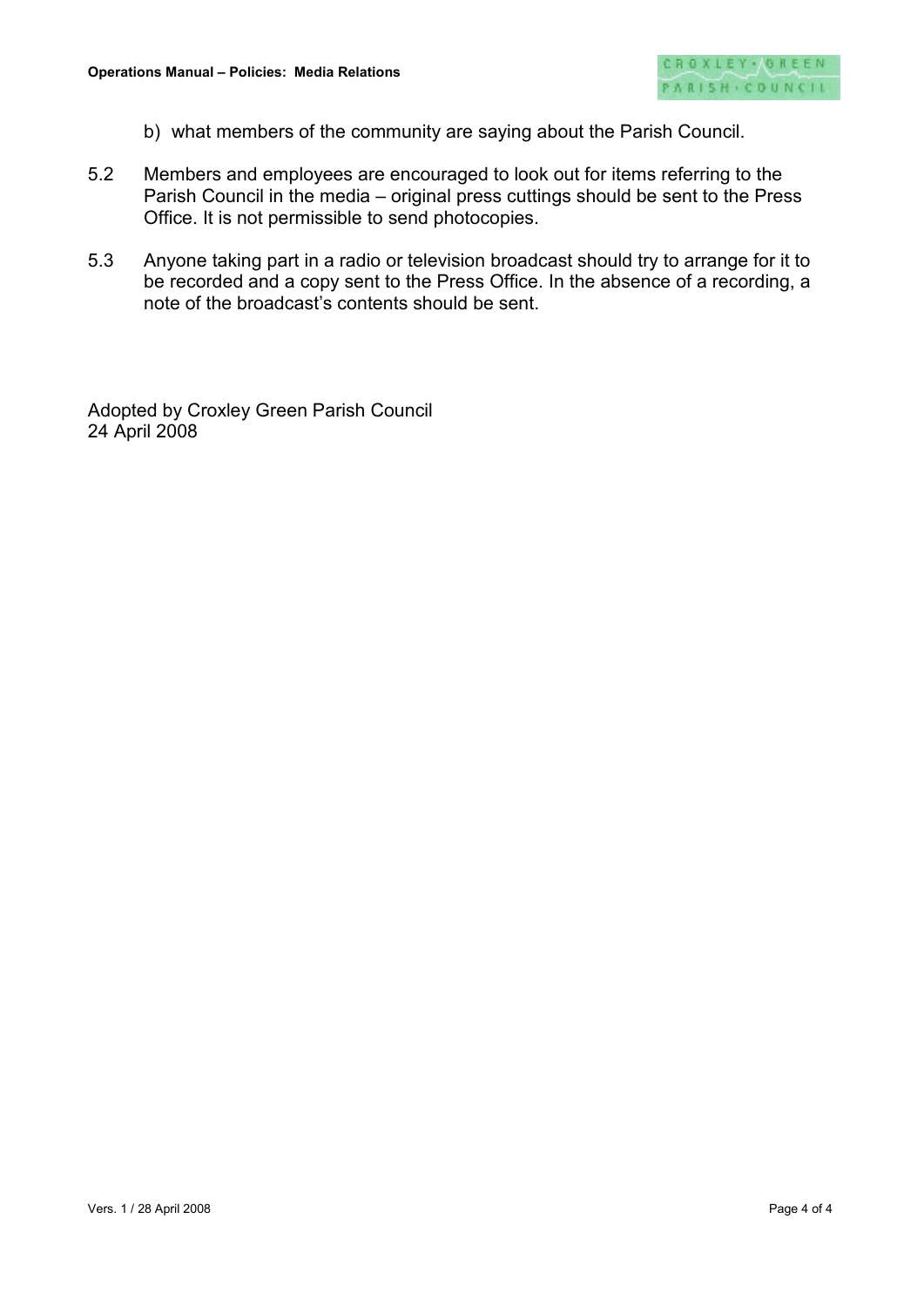b) what members of the community are saying about the Parish Council.

5.2 Members and employees are encouraged to look out for items referring to the Parish Council in the media – original press cuttings should be sent to the Press Office. It is not permissible to send photocopies.

5.3 Anyone taking part in a radio or television broadcast should try to arrange for it to be recorded and a copy sent to the Press Office. In the absence of a recording, a note of the broadcast's contents should be sent.

Adopted by Croxley Green Parish Council
24 April 2008